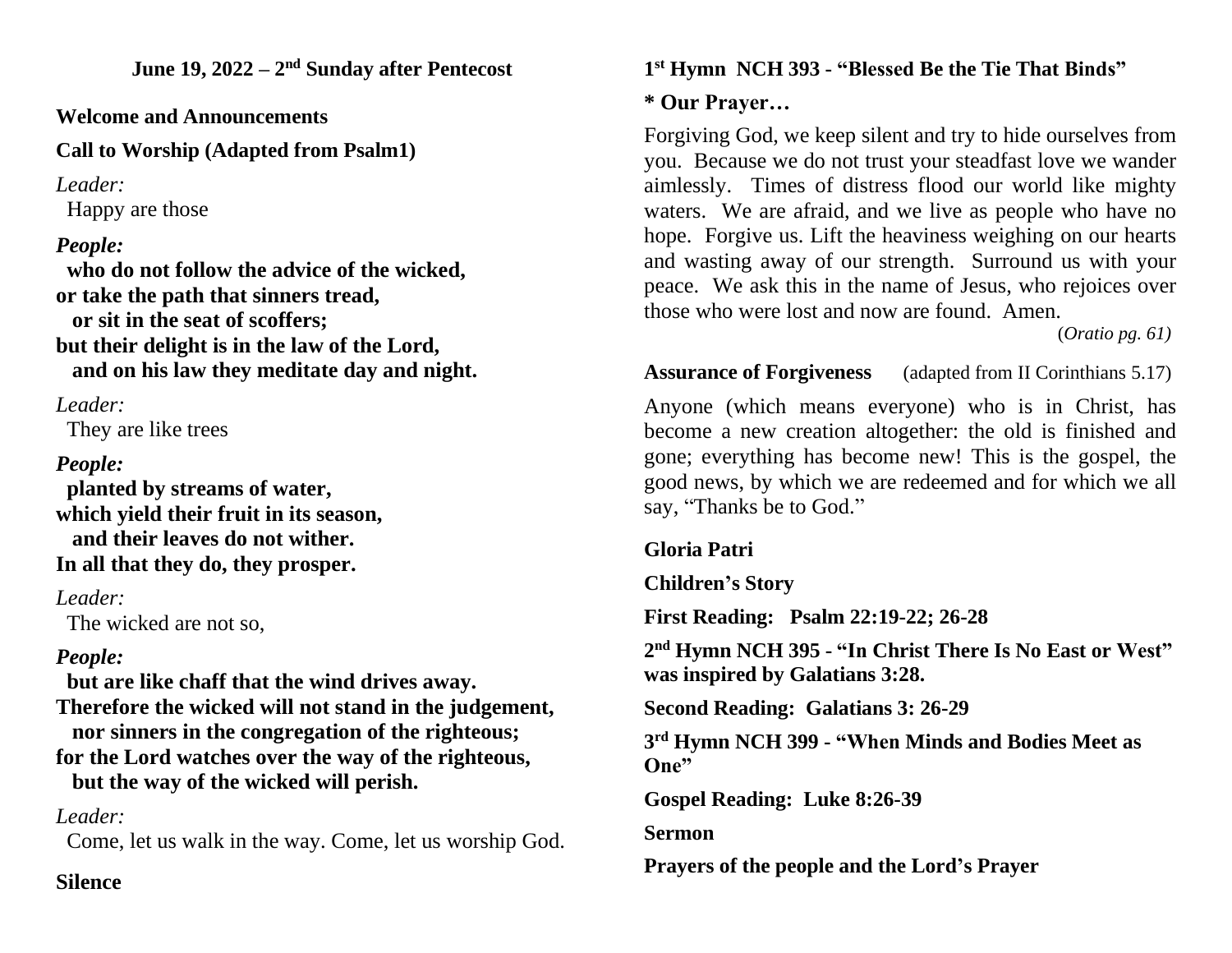**June 19, 2022 – 2nd Sunday after Pentecost**

**Welcome and Announcements**

**Call to Worship (Adapted from Psalm1)**

*Leader:*
Happy are those

***People:***
**who do not follow the advice of the wicked,**
**or take the path that sinners tread,**
**or sit in the seat of scoffers;**
**but their delight is in the law of the Lord,**
**and on his law they meditate day and night.**

*Leader:*
They are like trees

***People:***
**planted by streams of water,**
**which yield their fruit in its season,**
**and their leaves do not wither.**
**In all that they do, they prosper.**

*Leader:*
The wicked are not so,

***People:***
**but are like chaff that the wind drives away.**
**Therefore the wicked will not stand in the judgement,**
**nor sinners in the congregation of the righteous;**
**for the Lord watches over the way of the righteous,**
**but the way of the wicked will perish.**

*Leader:*
Come, let us walk in the way. Come, let us worship God.

**Silence**

**1st Hymn NCH 393 - "Blessed Be the Tie That Binds"**

**\* Our Prayer…**

Forgiving God, we keep silent and try to hide ourselves from you. Because we do not trust your steadfast love we wander aimlessly. Times of distress flood our world like mighty waters. We are afraid, and we live as people who have no hope. Forgive us. Lift the heaviness weighing on our hearts and wasting away of our strength. Surround us with your peace. We ask this in the name of Jesus, who rejoices over those who were lost and now are found. Amen.

(*Oratio pg. 61)*

**Assurance of Forgiveness** (adapted from II Corinthians 5.17)

Anyone (which means everyone) who is in Christ, has become a new creation altogether: the old is finished and gone; everything has become new! This is the gospel, the good news, by which we are redeemed and for which we all say, "Thanks be to God."

**Gloria Patri**

**Children's Story**

**First Reading: Psalm 22:19-22; 26-28**

**2nd Hymn NCH 395 - "In Christ There Is No East or West" was inspired by Galatians 3:28.**

**Second Reading: Galatians 3: 26-29**

**3rd Hymn NCH 399 - "When Minds and Bodies Meet as One"**

**Gospel Reading: Luke 8:26-39**

**Sermon**

**Prayers of the people and the Lord's Prayer**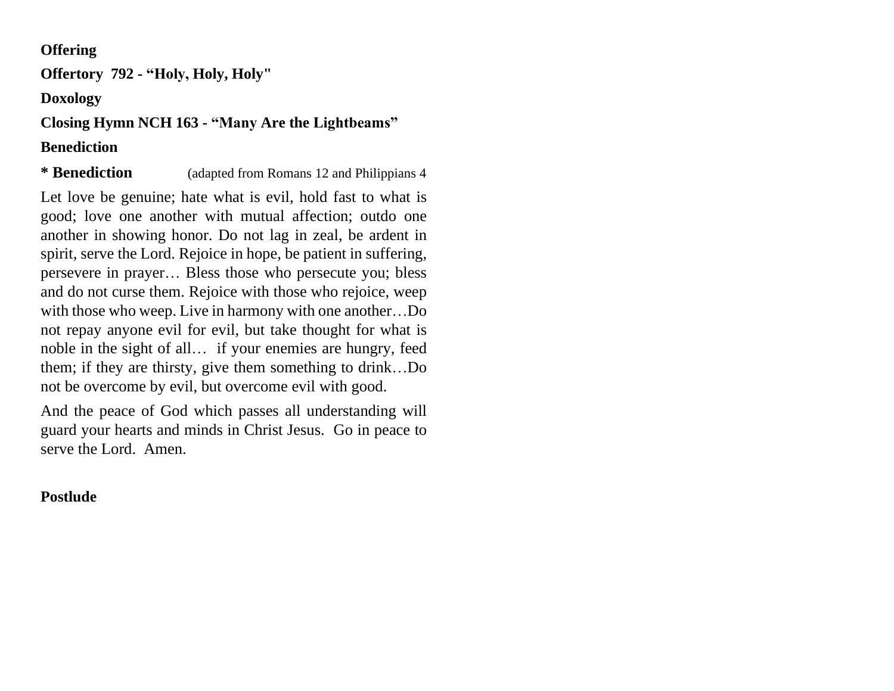**Offering**

**Offertory  792 - “Holy, Holy, Holy"**

**Doxology**

**Closing Hymn NCH 163 - “Many Are the Lightbeams”**

**Benediction**

**\* Benediction** (adapted from Romans 12 and Philippians 4

Let love be genuine; hate what is evil, hold fast to what is good; love one another with mutual affection; outdo one another in showing honor. Do not lag in zeal, be ardent in spirit, serve the Lord. Rejoice in hope, be patient in suffering, persevere in prayer… Bless those who persecute you; bless and do not curse them. Rejoice with those who rejoice, weep with those who weep. Live in harmony with one another…Do not repay anyone evil for evil, but take thought for what is noble in the sight of all…  if your enemies are hungry, feed them; if they are thirsty, give them something to drink…Do not be overcome by evil, but overcome evil with good.

And the peace of God which passes all understanding will guard your hearts and minds in Christ Jesus.  Go in peace to serve the Lord.  Amen.

**Postlude**